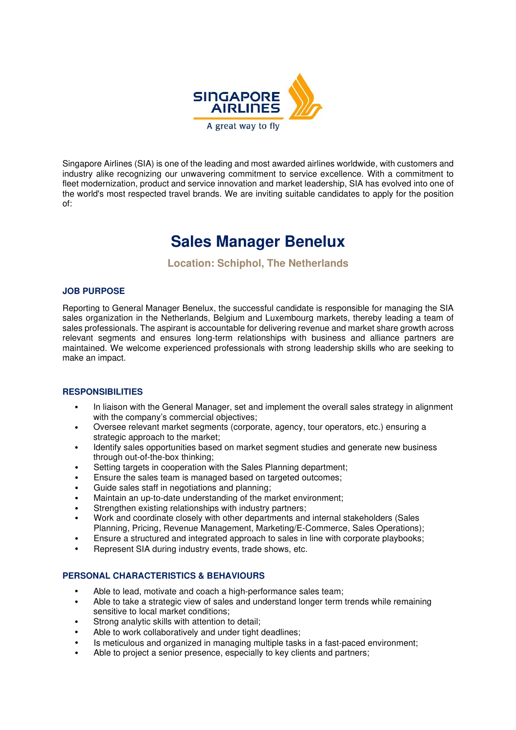Singapore Airlines (SIA) is one of the leading and most awarded airlines worldwide, with customers and industry alike recognizing our unwavering commitment to service excellence. With a commitment to fleet modernization, product and service innovation and market leadership, SIA has evolved into one of the world's most respected travel brands. We are inviting suitable candidates to apply for the position of:

# Sales Manager Benelux

**Location: Schiphol, The Netherlands**

## JOB PURPOSE

Reporting to General Manager Benelux, the successful candidate is responsible for managing the SIA sales organization in the Netherlands, Belgium and Luxembourg markets, thereby leading a team of sales professionals. The aspirant is accountable for delivering revenue and market share growth across relevant segments and ensures long-term relationships with business and alliance partners are maintained. We welcome experienced professionals with strong leadership skills who are seeking to make an impact.

## RESPONSIBILITIES

- In liaison with the General Manager, set and implement the overall sales strategy in alignment with the company's commercial objectives;
- Oversee relevant market segments (corporate, agency, tour operators, etc.) ensuring a strategic approach to the market;
- Identify sales opportunities based on market segment studies and generate new business through out-of-the-box thinking;
- Setting targets in cooperation with the Sales Planning department;
- Ensure the sales team is managed based on targeted outcomes;
- Guide sales staff in negotiations and planning;
- Maintain an up-to-date understanding of the market environment;
- Strengthen existing relationships with industry partners;
- Work and coordinate closely with other departments and internal stakeholders (Sales Planning, Pricing, Revenue Management, Marketing/E-Commerce, Sales Operations);
- Ensure a structured and integrated approach to sales in line with corporate playbooks;
- Represent SIA during industry events, trade shows, etc.

## PERSONAL CHARACTERISTICS & BEHAVIOURS

- Able to lead, motivate and coach a high-performance sales team;
- Able to take a strategic view of sales and understand longer term trends while remaining sensitive to local market conditions;
- Strong analytic skills with attention to detail;
- Able to work collaboratively and under tight deadlines;
- Is meticulous and organized in managing multiple tasks in a fast-paced environment;
- Able to project a senior presence, especially to key clients and partners;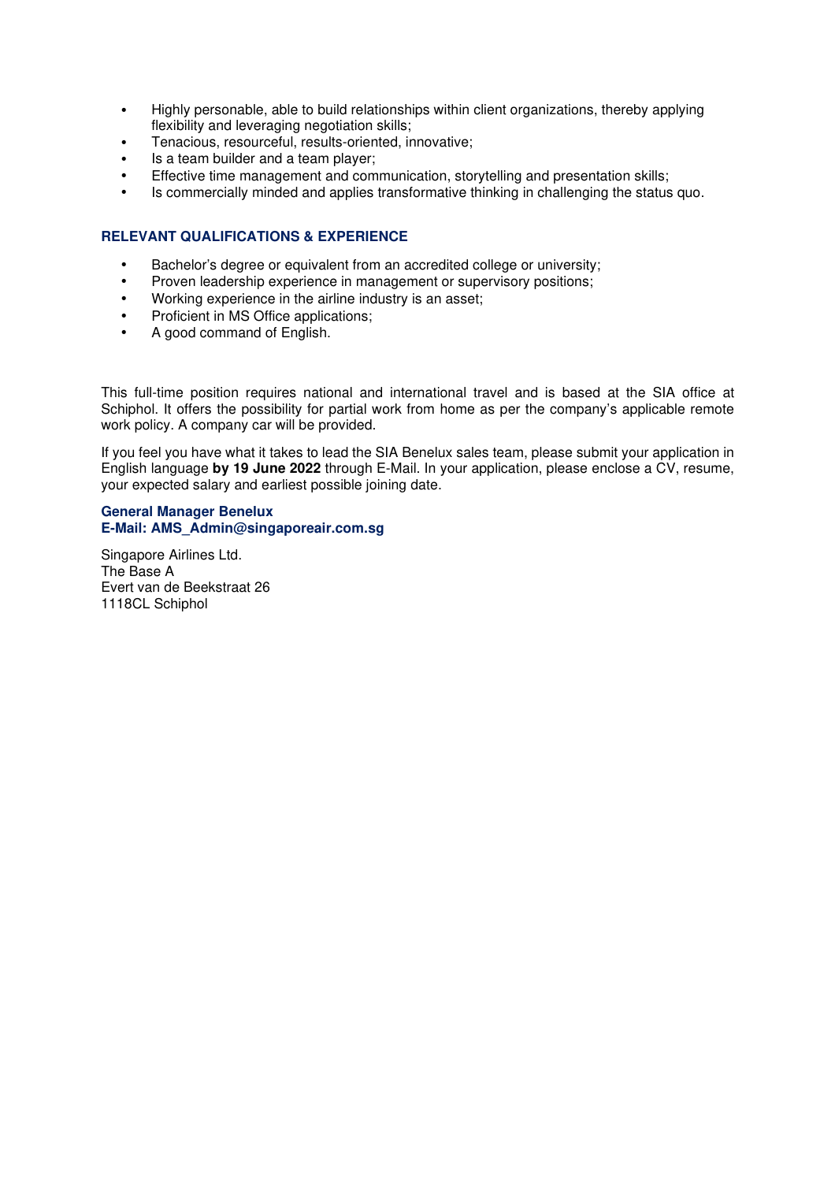- Highly personable, able to build relationships within client organizations, thereby applying flexibility and leveraging negotiation skills;
- Tenacious, resourceful, results-oriented, innovative;
- Is a team builder and a team player;
- Effective time management and communication, storytelling and presentation skills;
- Is commercially minded and applies transformative thinking in challenging the status quo.

## RELEVANT QUALIFICATIONS & EXPERIENCE

- Bachelor's degree or equivalent from an accredited college or university;
- Proven leadership experience in management or supervisory positions;
- Working experience in the airline industry is an asset;
- Proficient in MS Office applications;
- A good command of English.

This full-time position requires national and international travel and is based at the SIA office at Schiphol. It offers the possibility for partial work from home as per the company's applicable remote work policy. A company car will be provided.

If you feel you have what it takes to lead the SIA Benelux sales team, please submit your application in English language **by 19 June 2022** through E-Mail. In your application, please enclose a CV, resume, your expected salary and earliest possible joining date.

**General Manager Benelux**
**E-Mail: AMS_Admin@singaporeair.com.sg**

Singapore Airlines Ltd.
The Base A
Evert van de Beekstraat 26
1118CL Schiphol